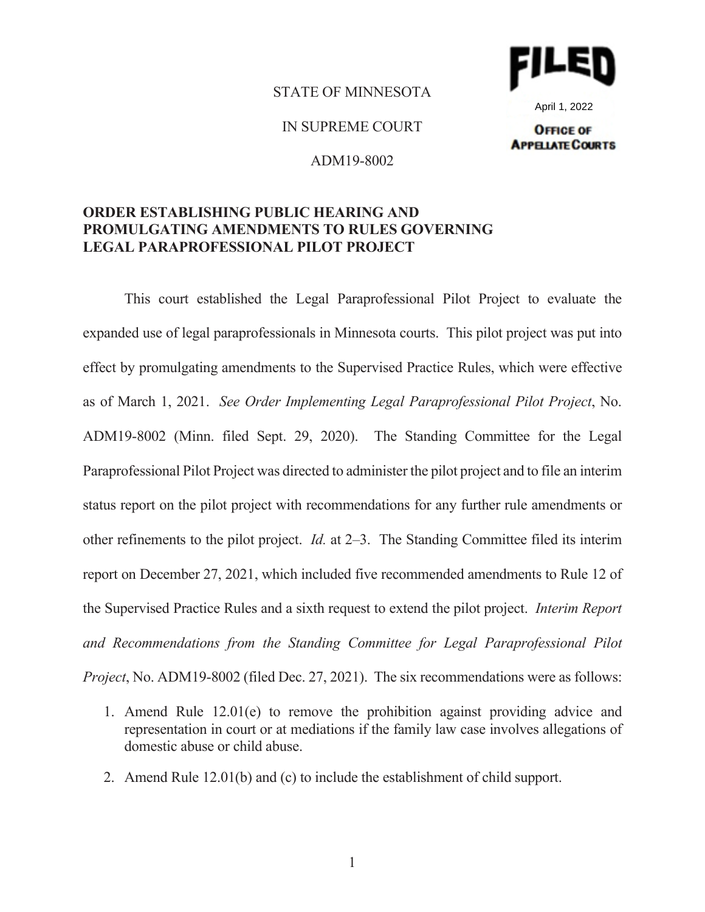FILED

April 1, 2022

OFFICE OF APPELLATE COURTS

STATE OF MINNESOTA

IN SUPREME COURT

ADM19-8002

**ORDER ESTABLISHING PUBLIC HEARING AND PROMULGATING AMENDMENTS TO RULES GOVERNING LEGAL PARAPROFESSIONAL PILOT PROJECT**

This court established the Legal Paraprofessional Pilot Project to evaluate the expanded use of legal paraprofessionals in Minnesota courts. This pilot project was put into effect by promulgating amendments to the Supervised Practice Rules, which were effective as of March 1, 2021. *See Order Implementing Legal Paraprofessional Pilot Project*, No. ADM19-8002 (Minn. filed Sept. 29, 2020). The Standing Committee for the Legal Paraprofessional Pilot Project was directed to administer the pilot project and to file an interim status report on the pilot project with recommendations for any further rule amendments or other refinements to the pilot project. *Id.* at 2–3. The Standing Committee filed its interim report on December 27, 2021, which included five recommended amendments to Rule 12 of the Supervised Practice Rules and a sixth request to extend the pilot project. *Interim Report and Recommendations from the Standing Committee for Legal Paraprofessional Pilot Project*, No. ADM19-8002 (filed Dec. 27, 2021). The six recommendations were as follows:

1. Amend Rule 12.01(e) to remove the prohibition against providing advice and representation in court or at mediations if the family law case involves allegations of domestic abuse or child abuse.
2. Amend Rule 12.01(b) and (c) to include the establishment of child support.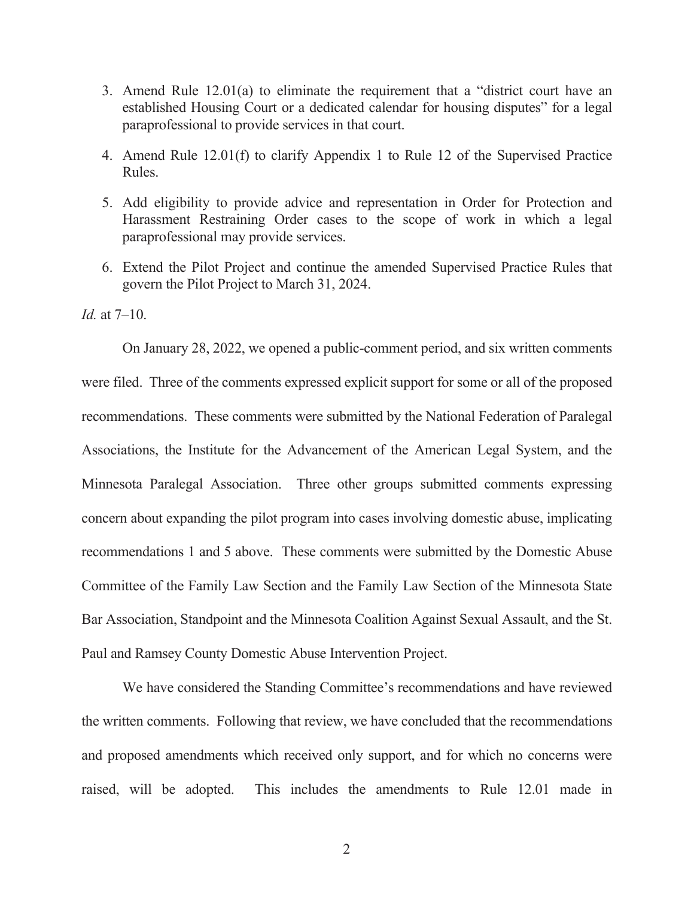3. Amend Rule 12.01(a) to eliminate the requirement that a "district court have an established Housing Court or a dedicated calendar for housing disputes" for a legal paraprofessional to provide services in that court.

4. Amend Rule 12.01(f) to clarify Appendix 1 to Rule 12 of the Supervised Practice Rules.

5. Add eligibility to provide advice and representation in Order for Protection and Harassment Restraining Order cases to the scope of work in which a legal paraprofessional may provide services.

6. Extend the Pilot Project and continue the amended Supervised Practice Rules that govern the Pilot Project to March 31, 2024.

*Id.* at 7–10.

On January 28, 2022, we opened a public-comment period, and six written comments were filed. Three of the comments expressed explicit support for some or all of the proposed recommendations. These comments were submitted by the National Federation of Paralegal Associations, the Institute for the Advancement of the American Legal System, and the Minnesota Paralegal Association. Three other groups submitted comments expressing concern about expanding the pilot program into cases involving domestic abuse, implicating recommendations 1 and 5 above. These comments were submitted by the Domestic Abuse Committee of the Family Law Section and the Family Law Section of the Minnesota State Bar Association, Standpoint and the Minnesota Coalition Against Sexual Assault, and the St. Paul and Ramsey County Domestic Abuse Intervention Project.

We have considered the Standing Committee's recommendations and have reviewed the written comments. Following that review, we have concluded that the recommendations and proposed amendments which received only support, and for which no concerns were raised, will be adopted. This includes the amendments to Rule 12.01 made in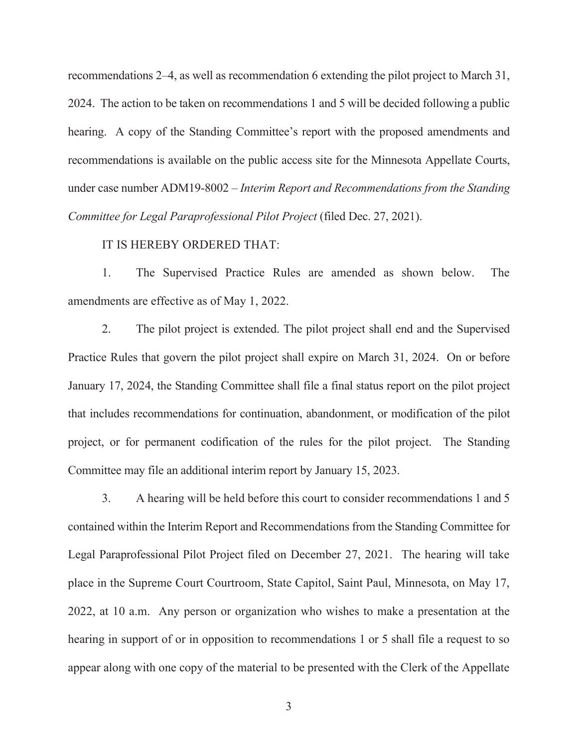recommendations 2–4, as well as recommendation 6 extending the pilot project to March 31, 2024. The action to be taken on recommendations 1 and 5 will be decided following a public hearing. A copy of the Standing Committee's report with the proposed amendments and recommendations is available on the public access site for the Minnesota Appellate Courts, under case number ADM19-8002 – *Interim Report and Recommendations from the Standing Committee for Legal Paraprofessional Pilot Project* (filed Dec. 27, 2021).

IT IS HEREBY ORDERED THAT:

1. The Supervised Practice Rules are amended as shown below. The amendments are effective as of May 1, 2022.

2. The pilot project is extended. The pilot project shall end and the Supervised Practice Rules that govern the pilot project shall expire on March 31, 2024. On or before January 17, 2024, the Standing Committee shall file a final status report on the pilot project that includes recommendations for continuation, abandonment, or modification of the pilot project, or for permanent codification of the rules for the pilot project. The Standing Committee may file an additional interim report by January 15, 2023.

3. A hearing will be held before this court to consider recommendations 1 and 5 contained within the Interim Report and Recommendations from the Standing Committee for Legal Paraprofessional Pilot Project filed on December 27, 2021. The hearing will take place in the Supreme Court Courtroom, State Capitol, Saint Paul, Minnesota, on May 17, 2022, at 10 a.m. Any person or organization who wishes to make a presentation at the hearing in support of or in opposition to recommendations 1 or 5 shall file a request to so appear along with one copy of the material to be presented with the Clerk of the Appellate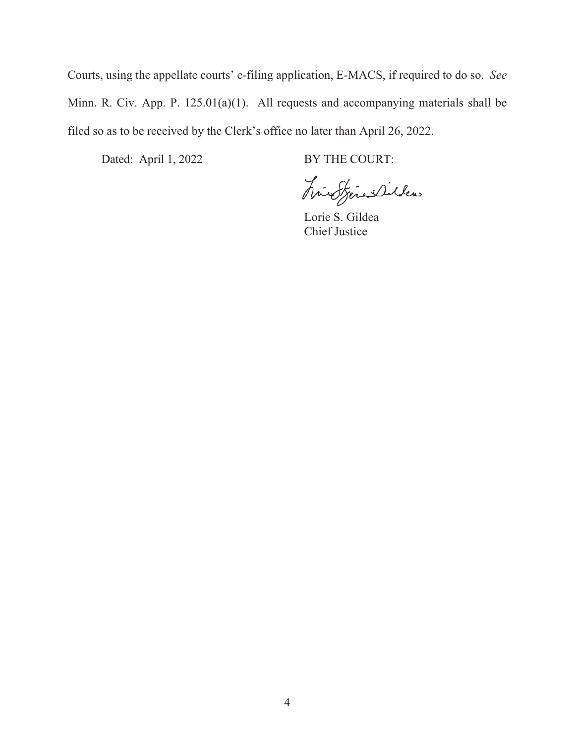Courts, using the appellate courts' e-filing application, E-MACS, if required to do so. *See* Minn. R. Civ. App. P. 125.01(a)(1). All requests and accompanying materials shall be filed so as to be received by the Clerk's office no later than April 26, 2022.

Dated: April 1, 2022

BY THE COURT:

Lorie S. Gildea
Chief Justice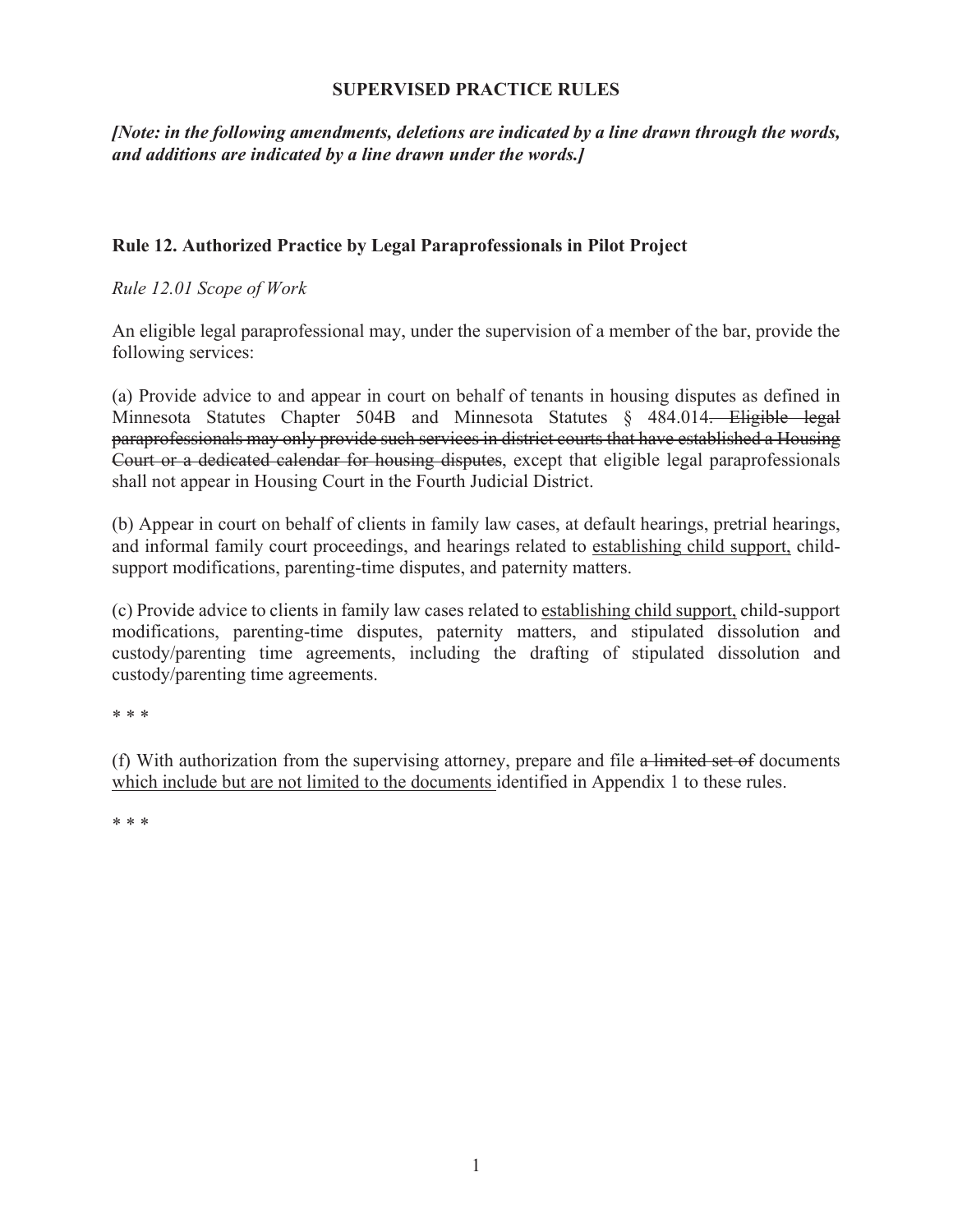**SUPERVISED PRACTICE RULES**

***[Note: in the following amendments, deletions are indicated by a line drawn through the words, and additions are indicated by a line drawn under the words.]***

### Rule 12. Authorized Practice by Legal Paraprofessionals in Pilot Project

*Rule 12.01 Scope of Work*

An eligible legal paraprofessional may, under the supervision of a member of the bar, provide the following services:

(a) Provide advice to and appear in court on behalf of tenants in housing disputes as defined in Minnesota Statutes Chapter 504B and Minnesota Statutes § 484.014~~. Eligible legal paraprofessionals may only provide such services in district courts that have established a Housing Court or a dedicated calendar for housing disputes~~, except that eligible legal paraprofessionals shall not appear in Housing Court in the Fourth Judicial District.

(b) Appear in court on behalf of clients in family law cases, at default hearings, pretrial hearings, and informal family court proceedings, and hearings related to <u>establishing child support,</u> child-support modifications, parenting-time disputes, and paternity matters.

(c) Provide advice to clients in family law cases related to <u>establishing child support,</u> child-support modifications, parenting-time disputes, paternity matters, and stipulated dissolution and custody/parenting time agreements, including the drafting of stipulated dissolution and custody/parenting time agreements.

* * *

(f) With authorization from the supervising attorney, prepare and file ~~a limited set of~~ documents <u>which include but are not limited to the documents</u> identified in Appendix 1 to these rules.

* * *